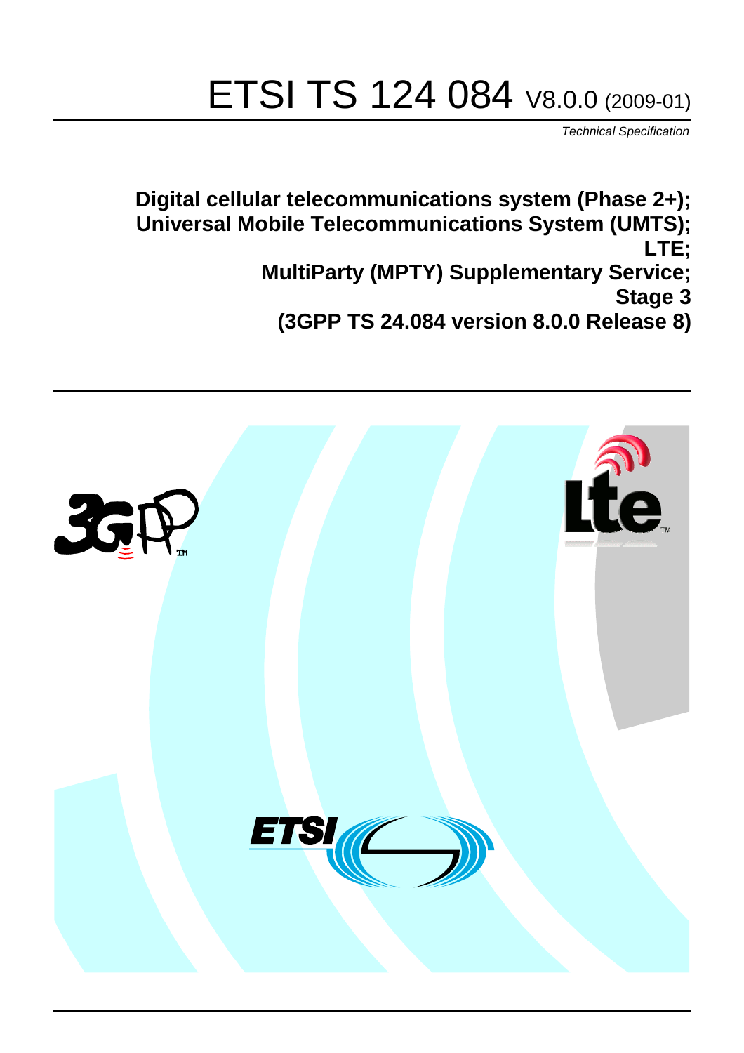# ETSI TS 124 084 V8.0.0 (2009-01)

*Technical Specification*

**Digital cellular telecommunications system (Phase 2+);**
**Universal Mobile Telecommunications System (UMTS);**
**LTE;**
**MultiParty (MPTY) Supplementary Service;**
**Stage 3**
**(3GPP TS 24.084 version 8.0.0 Release 8)**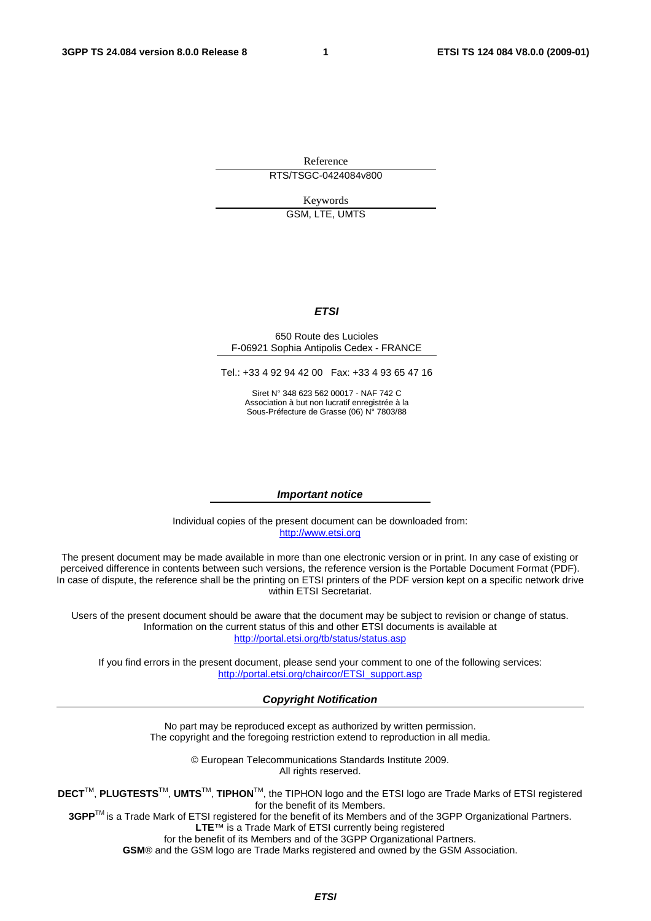Reference

RTS/TSGC-0424084v800

Keywords

GSM, LTE, UMTS

***ETSI***

650 Route des Lucioles
F-06921 Sophia Antipolis Cedex - FRANCE

Tel.: +33 4 92 94 42 00 Fax: +33 4 93 65 47 16

Siret N° 348 623 562 00017 - NAF 742 C
Association à but non lucratif enregistrée à la
Sous-Préfecture de Grasse (06) N° 7803/88

***Important notice***

Individual copies of the present document can be downloaded from:
http://www.etsi.org

The present document may be made available in more than one electronic version or in print. In any case of existing or perceived difference in contents between such versions, the reference version is the Portable Document Format (PDF). In case of dispute, the reference shall be the printing on ETSI printers of the PDF version kept on a specific network drive within ETSI Secretariat.

Users of the present document should be aware that the document may be subject to revision or change of status. Information on the current status of this and other ETSI documents is available at
http://portal.etsi.org/tb/status/status.asp

If you find errors in the present document, please send your comment to one of the following services:
http://portal.etsi.org/chaircor/ETSI_support.asp

***Copyright Notification***

No part may be reproduced except as authorized by written permission.
The copyright and the foregoing restriction extend to reproduction in all media.

© European Telecommunications Standards Institute 2009.
All rights reserved.

**DECT**™, **PLUGTESTS**™, **UMTS**™, **TIPHON**™, the TIPHON logo and the ETSI logo are Trade Marks of ETSI registered for the benefit of its Members.
**3GPP**™ is a Trade Mark of ETSI registered for the benefit of its Members and of the 3GPP Organizational Partners.
**LTE**™ is a Trade Mark of ETSI currently being registered
for the benefit of its Members and of the 3GPP Organizational Partners.
**GSM**® and the GSM logo are Trade Marks registered and owned by the GSM Association.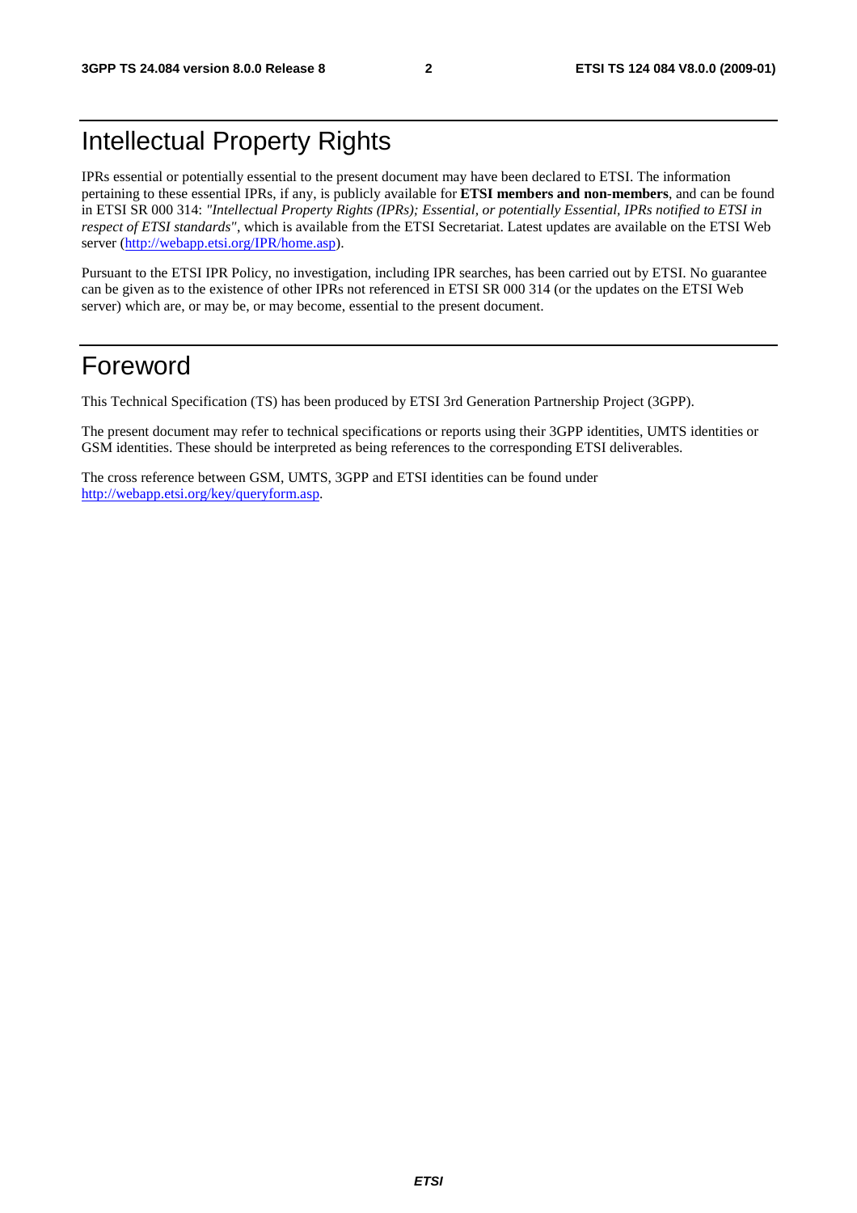# Intellectual Property Rights

IPRs essential or potentially essential to the present document may have been declared to ETSI. The information pertaining to these essential IPRs, if any, is publicly available for **ETSI members and non-members**, and can be found in ETSI SR 000 314: *"Intellectual Property Rights (IPRs); Essential, or potentially Essential, IPRs notified to ETSI in respect of ETSI standards"*, which is available from the ETSI Secretariat. Latest updates are available on the ETSI Web server (http://webapp.etsi.org/IPR/home.asp).

Pursuant to the ETSI IPR Policy, no investigation, including IPR searches, has been carried out by ETSI. No guarantee can be given as to the existence of other IPRs not referenced in ETSI SR 000 314 (or the updates on the ETSI Web server) which are, or may be, or may become, essential to the present document.

# Foreword

This Technical Specification (TS) has been produced by ETSI 3rd Generation Partnership Project (3GPP).

The present document may refer to technical specifications or reports using their 3GPP identities, UMTS identities or GSM identities. These should be interpreted as being references to the corresponding ETSI deliverables.

The cross reference between GSM, UMTS, 3GPP and ETSI identities can be found under http://webapp.etsi.org/key/queryform.asp.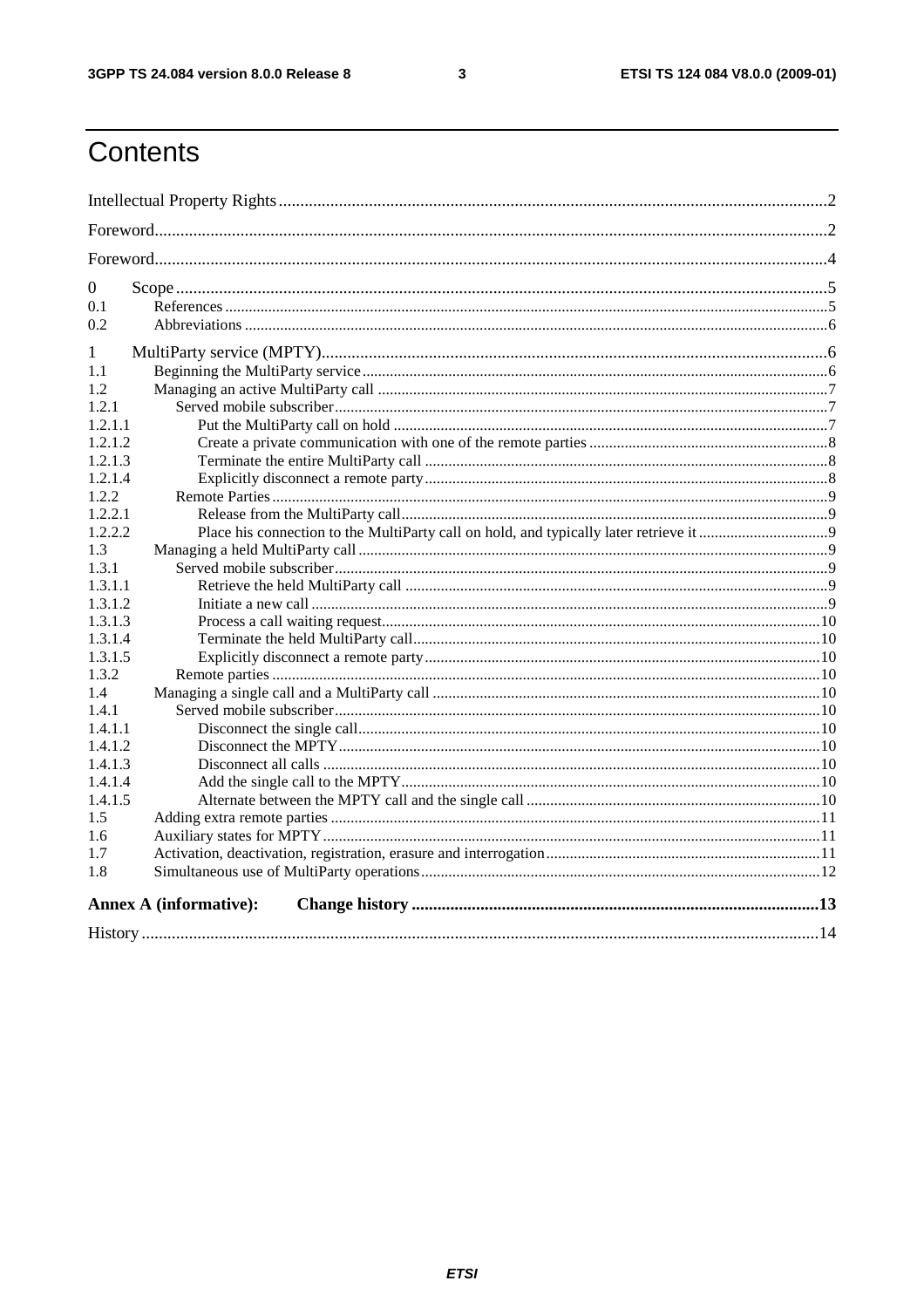# Contents

Intellectual Property Rights ..... 2

Foreword ..... 2

Foreword ..... 4

0 Scope ..... 5

0.1 References ..... 5

0.2 Abbreviations ..... 6

1 MultiParty service (MPTY) ..... 6

1.1 Beginning the MultiParty service ..... 6

1.2 Managing an active MultiParty call ..... 7

1.2.1 Served mobile subscriber ..... 7

1.2.1.1 Put the MultiParty call on hold ..... 7

1.2.1.2 Create a private communication with one of the remote parties ..... 8

1.2.1.3 Terminate the entire MultiParty call ..... 8

1.2.1.4 Explicitly disconnect a remote party ..... 8

1.2.2 Remote Parties ..... 9

1.2.2.1 Release from the MultiParty call ..... 9

1.2.2.2 Place his connection to the MultiParty call on hold, and typically later retrieve it ..... 9

1.3 Managing a held MultiParty call ..... 9

1.3.1 Served mobile subscriber ..... 9

1.3.1.1 Retrieve the held MultiParty call ..... 9

1.3.1.2 Initiate a new call ..... 9

1.3.1.3 Process a call waiting request ..... 10

1.3.1.4 Terminate the held MultiParty call ..... 10

1.3.1.5 Explicitly disconnect a remote party ..... 10

1.3.2 Remote parties ..... 10

1.4 Managing a single call and a MultiParty call ..... 10

1.4.1 Served mobile subscriber ..... 10

1.4.1.1 Disconnect the single call ..... 10

1.4.1.2 Disconnect the MPTY ..... 10

1.4.1.3 Disconnect all calls ..... 10

1.4.1.4 Add the single call to the MPTY ..... 10

1.4.1.5 Alternate between the MPTY call and the single call ..... 10

1.5 Adding extra remote parties ..... 11

1.6 Auxiliary states for MPTY ..... 11

1.7 Activation, deactivation, registration, erasure and interrogation ..... 11

1.8 Simultaneous use of MultiParty operations ..... 12

**Annex A (informative): Change history ..... 13**

History ..... 14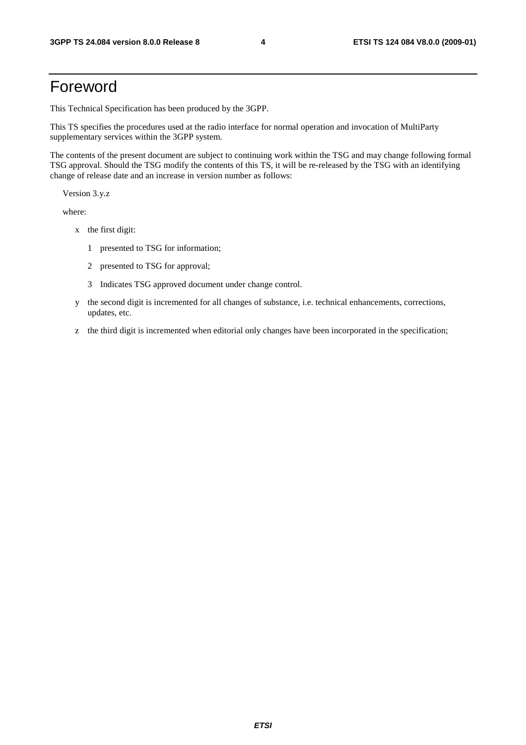# Foreword

This Technical Specification has been produced by the 3GPP.

This TS specifies the procedures used at the radio interface for normal operation and invocation of MultiParty supplementary services within the 3GPP system.

The contents of the present document are subject to continuing work within the TSG and may change following formal TSG approval. Should the TSG modify the contents of this TS, it will be re-released by the TSG with an identifying change of release date and an increase in version number as follows:

Version 3.y.z

where:

- x the first digit:
  - 1 presented to TSG for information;
  - 2 presented to TSG for approval;
  - 3 Indicates TSG approved document under change control.
- y the second digit is incremented for all changes of substance, i.e. technical enhancements, corrections, updates, etc.
- z the third digit is incremented when editorial only changes have been incorporated in the specification;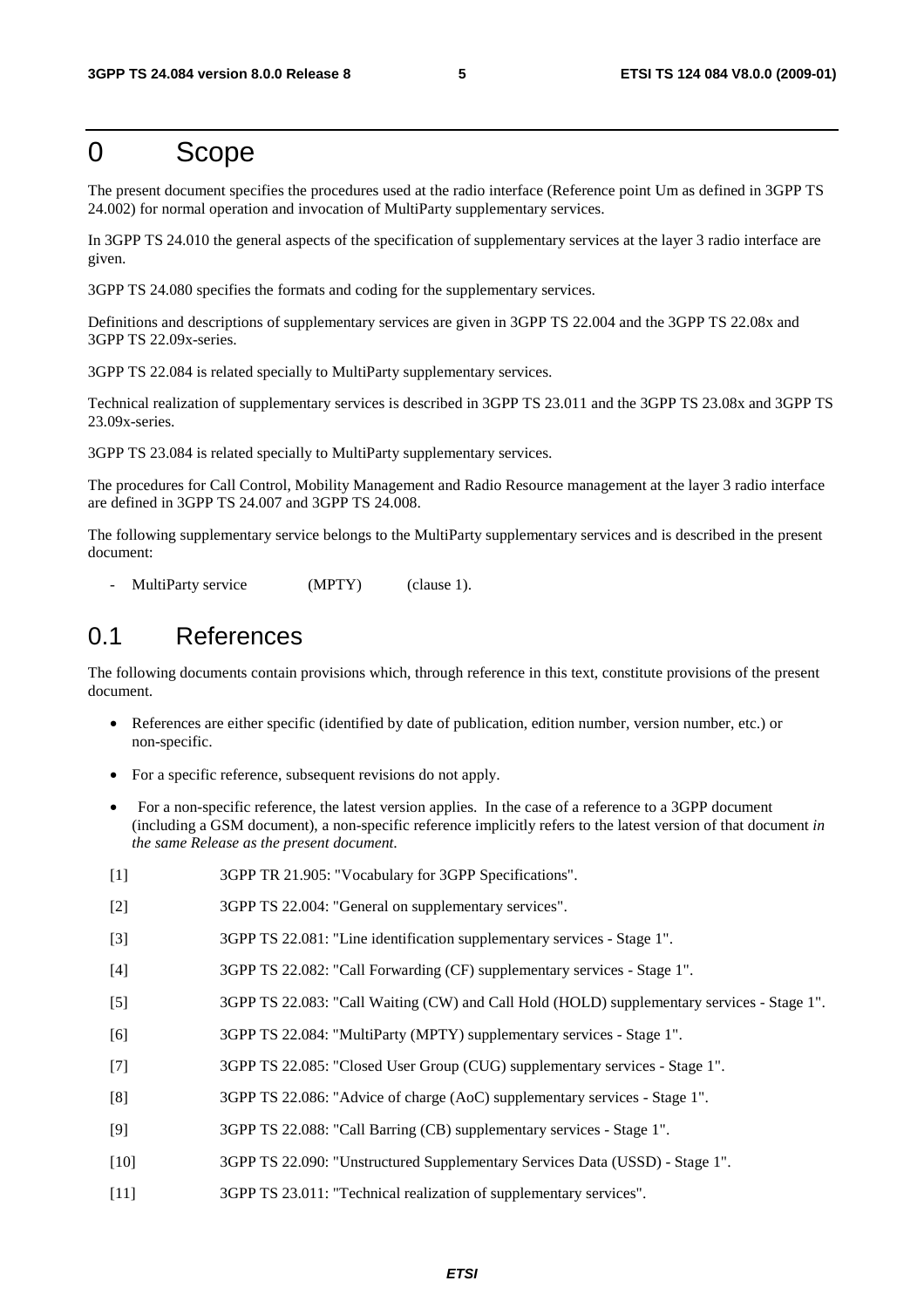# 0 Scope

The present document specifies the procedures used at the radio interface (Reference point Um as defined in 3GPP TS 24.002) for normal operation and invocation of MultiParty supplementary services.

In 3GPP TS 24.010 the general aspects of the specification of supplementary services at the layer 3 radio interface are given.

3GPP TS 24.080 specifies the formats and coding for the supplementary services.

Definitions and descriptions of supplementary services are given in 3GPP TS 22.004 and the 3GPP TS 22.08x and 3GPP TS 22.09x-series.

3GPP TS 22.084 is related specially to MultiParty supplementary services.

Technical realization of supplementary services is described in 3GPP TS 23.011 and the 3GPP TS 23.08x and 3GPP TS 23.09x-series.

3GPP TS 23.084 is related specially to MultiParty supplementary services.

The procedures for Call Control, Mobility Management and Radio Resource management at the layer 3 radio interface are defined in 3GPP TS 24.007 and 3GPP TS 24.008.

The following supplementary service belongs to the MultiParty supplementary services and is described in the present document:

- MultiParty service (MPTY) (clause 1).

## 0.1 References

The following documents contain provisions which, through reference in this text, constitute provisions of the present document.

- References are either specific (identified by date of publication, edition number, version number, etc.) or non-specific.
- For a specific reference, subsequent revisions do not apply.
- For a non-specific reference, the latest version applies. In the case of a reference to a 3GPP document (including a GSM document), a non-specific reference implicitly refers to the latest version of that document *in the same Release as the present document.*

[1] 3GPP TR 21.905: "Vocabulary for 3GPP Specifications".

[2] 3GPP TS 22.004: "General on supplementary services".

[3] 3GPP TS 22.081: "Line identification supplementary services - Stage 1".

[4] 3GPP TS 22.082: "Call Forwarding (CF) supplementary services - Stage 1".

[5] 3GPP TS 22.083: "Call Waiting (CW) and Call Hold (HOLD) supplementary services - Stage 1".

[6] 3GPP TS 22.084: "MultiParty (MPTY) supplementary services - Stage 1".

[7] 3GPP TS 22.085: "Closed User Group (CUG) supplementary services - Stage 1".

[8] 3GPP TS 22.086: "Advice of charge (AoC) supplementary services - Stage 1".

[9] 3GPP TS 22.088: "Call Barring (CB) supplementary services - Stage 1".

[10] 3GPP TS 22.090: "Unstructured Supplementary Services Data (USSD) - Stage 1".

[11] 3GPP TS 23.011: "Technical realization of supplementary services".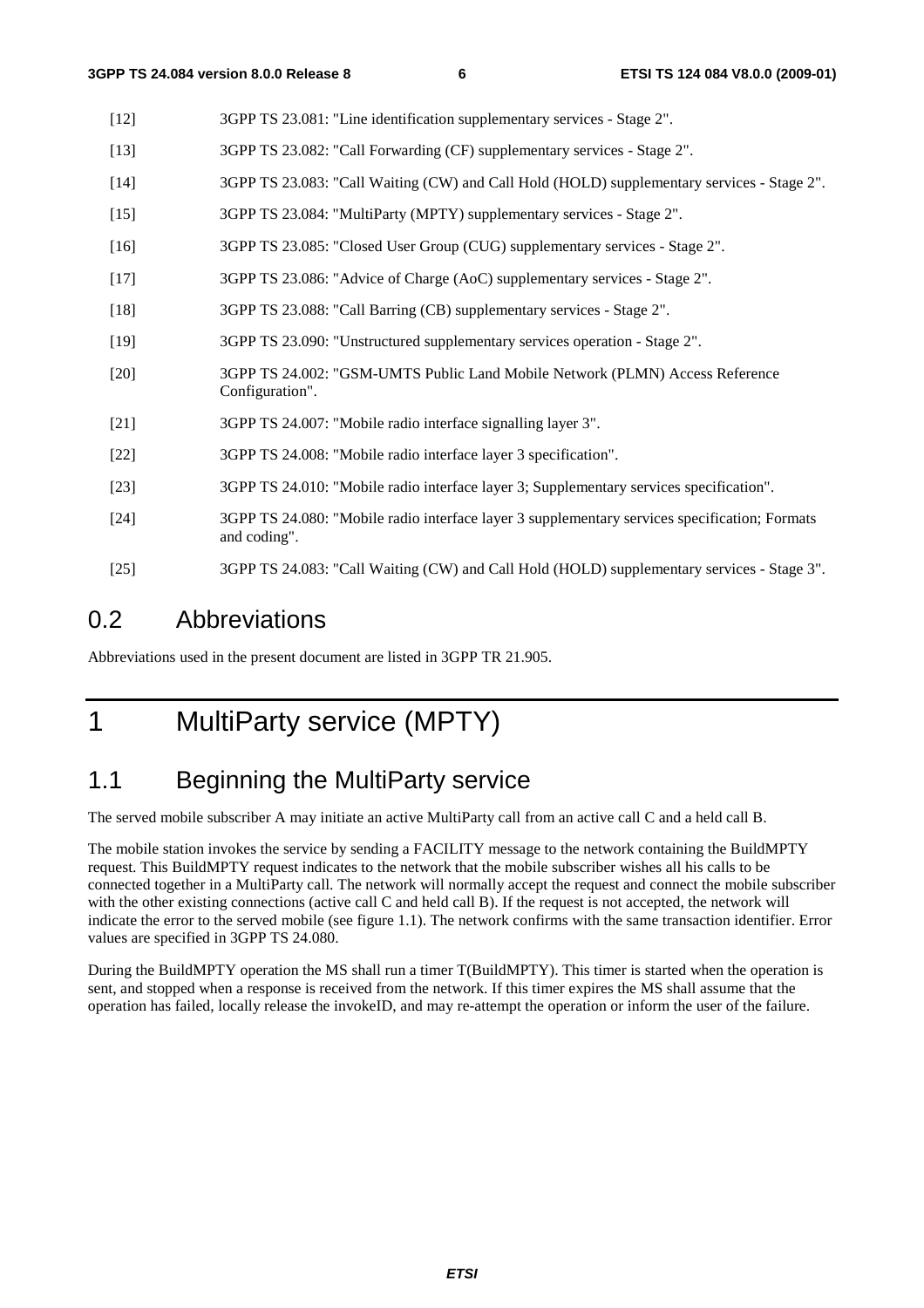[12] 3GPP TS 23.081: "Line identification supplementary services - Stage 2".

[13] 3GPP TS 23.082: "Call Forwarding (CF) supplementary services - Stage 2".

[14] 3GPP TS 23.083: "Call Waiting (CW) and Call Hold (HOLD) supplementary services - Stage 2".

[15] 3GPP TS 23.084: "MultiParty (MPTY) supplementary services - Stage 2".

[16] 3GPP TS 23.085: "Closed User Group (CUG) supplementary services - Stage 2".

[17] 3GPP TS 23.086: "Advice of Charge (AoC) supplementary services - Stage 2".

[18] 3GPP TS 23.088: "Call Barring (CB) supplementary services - Stage 2".

[19] 3GPP TS 23.090: "Unstructured supplementary services operation - Stage 2".

[20] 3GPP TS 24.002: "GSM-UMTS Public Land Mobile Network (PLMN) Access Reference Configuration".

[21] 3GPP TS 24.007: "Mobile radio interface signalling layer 3".

[22] 3GPP TS 24.008: "Mobile radio interface layer 3 specification".

[23] 3GPP TS 24.010: "Mobile radio interface layer 3; Supplementary services specification".

[24] 3GPP TS 24.080: "Mobile radio interface layer 3 supplementary services specification; Formats and coding".

[25] 3GPP TS 24.083: "Call Waiting (CW) and Call Hold (HOLD) supplementary services - Stage 3".

## 0.2 Abbreviations

Abbreviations used in the present document are listed in 3GPP TR 21.905.

# 1 MultiParty service (MPTY)

## 1.1 Beginning the MultiParty service

The served mobile subscriber A may initiate an active MultiParty call from an active call C and a held call B.

The mobile station invokes the service by sending a FACILITY message to the network containing the BuildMPTY request. This BuildMPTY request indicates to the network that the mobile subscriber wishes all his calls to be connected together in a MultiParty call. The network will normally accept the request and connect the mobile subscriber with the other existing connections (active call C and held call B). If the request is not accepted, the network will indicate the error to the served mobile (see figure 1.1). The network confirms with the same transaction identifier. Error values are specified in 3GPP TS 24.080.

During the BuildMPTY operation the MS shall run a timer T(BuildMPTY). This timer is started when the operation is sent, and stopped when a response is received from the network. If this timer expires the MS shall assume that the operation has failed, locally release the invokeID, and may re-attempt the operation or inform the user of the failure.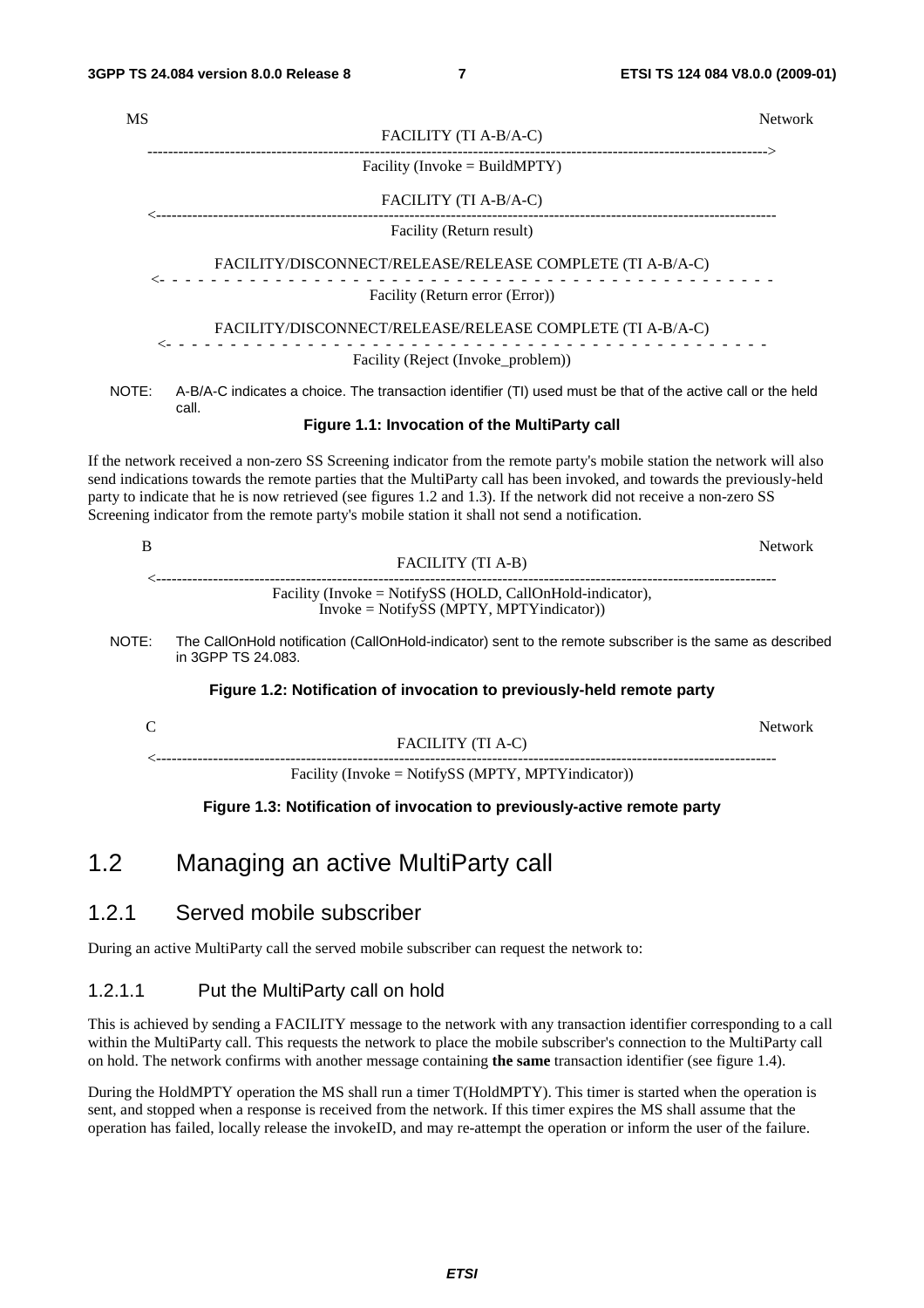```
MS                                                                                    Network
                                      FACILITY (TI A-B/A-C)
        ------------------------------------------------------------------------------------>
                                  Facility (Invoke = BuildMPTY)

                                      FACILITY (TI A-B/A-C)
        <------------------------------------------------------------------------------------
                                     Facility (Return result)

              FACILITY/DISCONNECT/RELEASE/RELEASE COMPLETE (TI A-B/A-C)
        <- - - - - - - - - - - - - - - - - - - - - - - - - - - - - - - - - - - - - - - - - - -
                                  Facility (Return error (Error))

              FACILITY/DISCONNECT/RELEASE/RELEASE COMPLETE (TI A-B/A-C)
        <- - - - - - - - - - - - - - - - - - - - - - - - - - - - - - - - - - - - - - - - - - -
                              Facility (Reject (Invoke_problem))
```

NOTE: A-B/A-C indicates a choice. The transaction identifier (TI) used must be that of the active call or the held call.

**Figure 1.1: Invocation of the MultiParty call**

If the network received a non-zero SS Screening indicator from the remote party's mobile station the network will also send indications towards the remote parties that the MultiParty call has been invoked, and towards the previously-held party to indicate that he is now retrieved (see figures 1.2 and 1.3). If the network did not receive a non-zero SS Screening indicator from the remote party's mobile station it shall not send a notification.

```
B                                                                                     Network
                                         FACILITY (TI A-B)
        <------------------------------------------------------------------------------------
                 Facility (Invoke = NotifySS (HOLD, CallOnHold-indicator),
                           Invoke = NotifySS (MPTY, MPTYindicator))
```

NOTE: The CallOnHold notification (CallOnHold-indicator) sent to the remote subscriber is the same as described in 3GPP TS 24.083.

**Figure 1.2: Notification of invocation to previously-held remote party**

```
C                                                                                     Network
                                         FACILITY (TI A-C)
        <------------------------------------------------------------------------------------
                      Facility (Invoke = NotifySS (MPTY, MPTYindicator))
```

**Figure 1.3: Notification of invocation to previously-active remote party**

## 1.2 Managing an active MultiParty call

### 1.2.1 Served mobile subscriber

During an active MultiParty call the served mobile subscriber can request the network to:

#### 1.2.1.1 Put the MultiParty call on hold

This is achieved by sending a FACILITY message to the network with any transaction identifier corresponding to a call within the MultiParty call. This requests the network to place the mobile subscriber's connection to the MultiParty call on hold. The network confirms with another message containing **the same** transaction identifier (see figure 1.4).

During the HoldMPTY operation the MS shall run a timer T(HoldMPTY). This timer is started when the operation is sent, and stopped when a response is received from the network. If this timer expires the MS shall assume that the operation has failed, locally release the invokeID, and may re-attempt the operation or inform the user of the failure.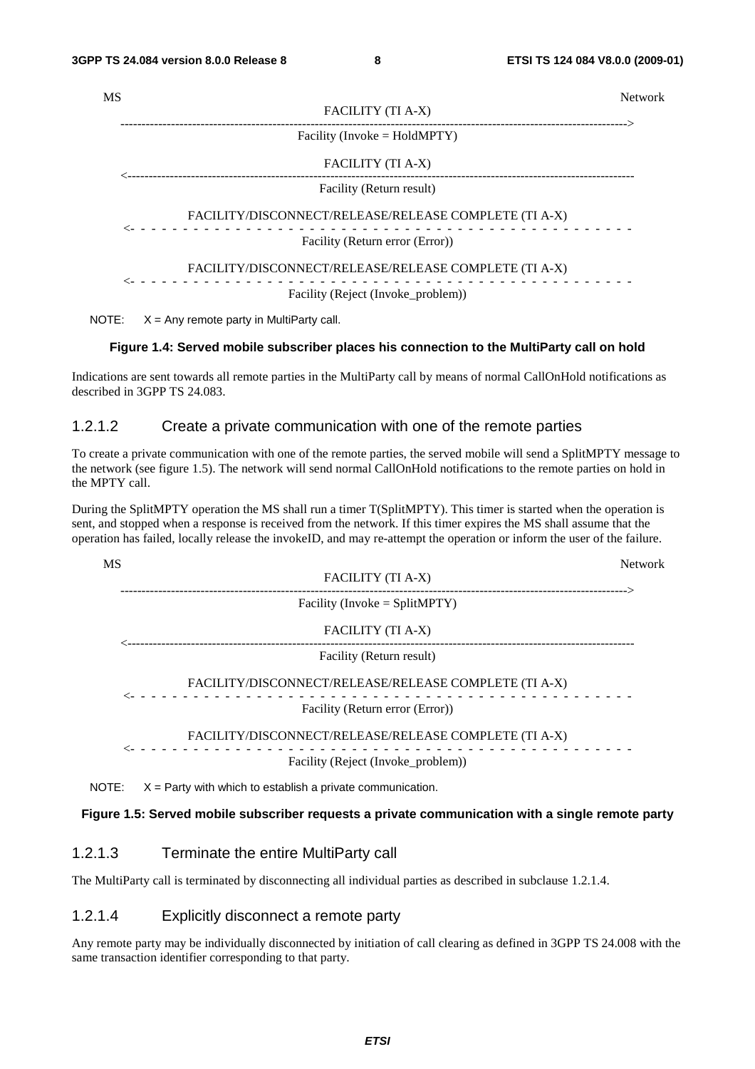```
MS                                                                                    Network
                                    FACILITY (TI A-X)
      ---------------------------------------------------------------------------------------->
                               Facility (Invoke = HoldMPTY)

                                    FACILITY (TI A-X)
      <----------------------------------------------------------------------------------------
                                  Facility (Return result)

              FACILITY/DISCONNECT/RELEASE/RELEASE COMPLETE (TI A-X)
      <- - - - - - - - - - - - - - - - - - - - - - - - - - - - - - - - - - - - - - - - - - - -
                              Facility (Return error (Error))

              FACILITY/DISCONNECT/RELEASE/RELEASE COMPLETE (TI A-X)
      <- - - - - - - - - - - - - - - - - - - - - - - - - - - - - - - - - - - - - - - - - - - -
                            Facility (Reject (Invoke_problem))
```

NOTE: X = Any remote party in MultiParty call.

**Figure 1.4: Served mobile subscriber places his connection to the MultiParty call on hold**

Indications are sent towards all remote parties in the MultiParty call by means of normal CallOnHold notifications as described in 3GPP TS 24.083.

### 1.2.1.2 Create a private communication with one of the remote parties

To create a private communication with one of the remote parties, the served mobile will send a SplitMPTY message to the network (see figure 1.5). The network will send normal CallOnHold notifications to the remote parties on hold in the MPTY call.

During the SplitMPTY operation the MS shall run a timer T(SplitMPTY). This timer is started when the operation is sent, and stopped when a response is received from the network. If this timer expires the MS shall assume that the operation has failed, locally release the invokeID, and may re-attempt the operation or inform the user of the failure.

```
MS                                                                                    Network
                                    FACILITY (TI A-X)
      ---------------------------------------------------------------------------------------->
                               Facility (Invoke = SplitMPTY)

                                    FACILITY (TI A-X)
      <----------------------------------------------------------------------------------------
                                  Facility (Return result)

              FACILITY/DISCONNECT/RELEASE/RELEASE COMPLETE (TI A-X)
      <- - - - - - - - - - - - - - - - - - - - - - - - - - - - - - - - - - - - - - - - - - - -
                              Facility (Return error (Error))

              FACILITY/DISCONNECT/RELEASE/RELEASE COMPLETE (TI A-X)
      <- - - - - - - - - - - - - - - - - - - - - - - - - - - - - - - - - - - - - - - - - - - -
                            Facility (Reject (Invoke_problem))
```

NOTE: X = Party with which to establish a private communication.

**Figure 1.5: Served mobile subscriber requests a private communication with a single remote party**

### 1.2.1.3 Terminate the entire MultiParty call

The MultiParty call is terminated by disconnecting all individual parties as described in subclause 1.2.1.4.

### 1.2.1.4 Explicitly disconnect a remote party

Any remote party may be individually disconnected by initiation of call clearing as defined in 3GPP TS 24.008 with the same transaction identifier corresponding to that party.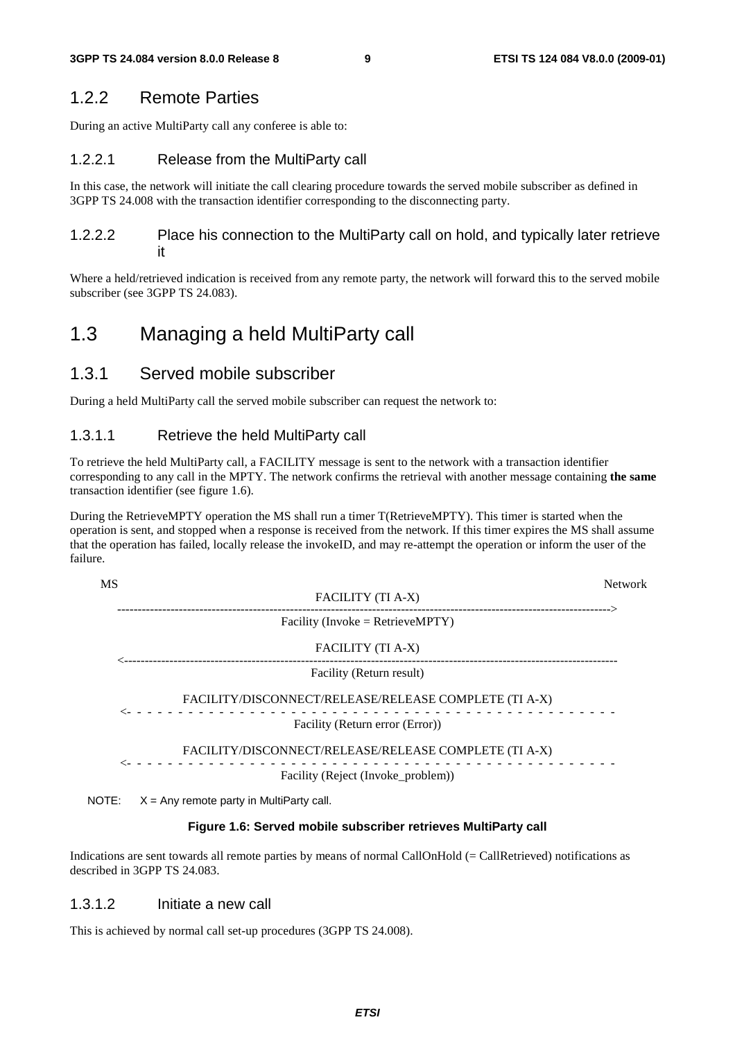### 1.2.2 Remote Parties

During an active MultiParty call any conferee is able to:

#### 1.2.2.1 Release from the MultiParty call

In this case, the network will initiate the call clearing procedure towards the served mobile subscriber as defined in 3GPP TS 24.008 with the transaction identifier corresponding to the disconnecting party.

#### 1.2.2.2 Place his connection to the MultiParty call on hold, and typically later retrieve it

Where a held/retrieved indication is received from any remote party, the network will forward this to the served mobile subscriber (see 3GPP TS 24.083).

## 1.3 Managing a held MultiParty call

### 1.3.1 Served mobile subscriber

During a held MultiParty call the served mobile subscriber can request the network to:

#### 1.3.1.1 Retrieve the held MultiParty call

To retrieve the held MultiParty call, a FACILITY message is sent to the network with a transaction identifier corresponding to any call in the MPTY. The network confirms the retrieval with another message containing **the same** transaction identifier (see figure 1.6).

During the RetrieveMPTY operation the MS shall run a timer T(RetrieveMPTY). This timer is started when the operation is sent, and stopped when a response is received from the network. If this timer expires the MS shall assume that the operation has failed, locally release the invokeID, and may re-attempt the operation or inform the user of the failure.

```
MS                                                                                   Network
                                    FACILITY (TI A-X)
    ---------------------------------------------------------------------------------->
                           Facility (Invoke = RetrieveMPTY)

                                    FACILITY (TI A-X)
    <----------------------------------------------------------------------------------
                                 Facility (Return result)

                FACILITY/DISCONNECT/RELEASE/RELEASE COMPLETE (TI A-X)
    <- - - - - - - - - - - - - - - - - - - - - - - - - - - - - - - - - - - - - - - - - -
                              Facility (Return error (Error))

                FACILITY/DISCONNECT/RELEASE/RELEASE COMPLETE (TI A-X)
    <- - - - - - - - - - - - - - - - - - - - - - - - - - - - - - - - - - - - - - - - - -
                            Facility (Reject (Invoke_problem))
```

NOTE: X = Any remote party in MultiParty call.

**Figure 1.6: Served mobile subscriber retrieves MultiParty call**

Indications are sent towards all remote parties by means of normal CallOnHold (= CallRetrieved) notifications as described in 3GPP TS 24.083.

#### 1.3.1.2 Initiate a new call

This is achieved by normal call set-up procedures (3GPP TS 24.008).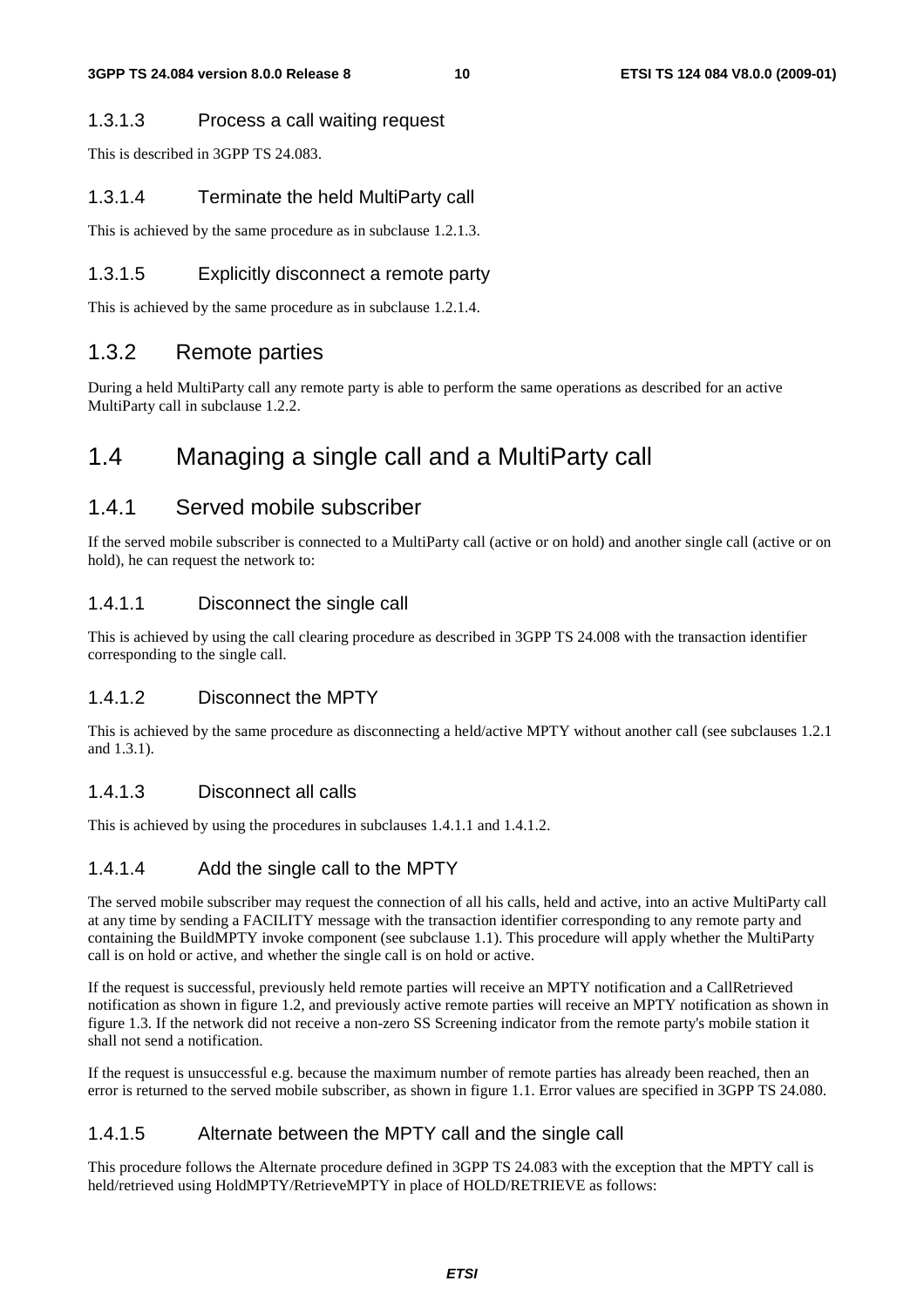#### 1.3.1.3 Process a call waiting request

This is described in 3GPP TS 24.083.

#### 1.3.1.4 Terminate the held MultiParty call

This is achieved by the same procedure as in subclause 1.2.1.3.

#### 1.3.1.5 Explicitly disconnect a remote party

This is achieved by the same procedure as in subclause 1.2.1.4.

### 1.3.2 Remote parties

During a held MultiParty call any remote party is able to perform the same operations as described for an active MultiParty call in subclause 1.2.2.

## 1.4 Managing a single call and a MultiParty call

### 1.4.1 Served mobile subscriber

If the served mobile subscriber is connected to a MultiParty call (active or on hold) and another single call (active or on hold), he can request the network to:

#### 1.4.1.1 Disconnect the single call

This is achieved by using the call clearing procedure as described in 3GPP TS 24.008 with the transaction identifier corresponding to the single call.

#### 1.4.1.2 Disconnect the MPTY

This is achieved by the same procedure as disconnecting a held/active MPTY without another call (see subclauses 1.2.1 and 1.3.1).

#### 1.4.1.3 Disconnect all calls

This is achieved by using the procedures in subclauses 1.4.1.1 and 1.4.1.2.

#### 1.4.1.4 Add the single call to the MPTY

The served mobile subscriber may request the connection of all his calls, held and active, into an active MultiParty call at any time by sending a FACILITY message with the transaction identifier corresponding to any remote party and containing the BuildMPTY invoke component (see subclause 1.1). This procedure will apply whether the MultiParty call is on hold or active, and whether the single call is on hold or active.

If the request is successful, previously held remote parties will receive an MPTY notification and a CallRetrieved notification as shown in figure 1.2, and previously active remote parties will receive an MPTY notification as shown in figure 1.3. If the network did not receive a non-zero SS Screening indicator from the remote party's mobile station it shall not send a notification.

If the request is unsuccessful e.g. because the maximum number of remote parties has already been reached, then an error is returned to the served mobile subscriber, as shown in figure 1.1. Error values are specified in 3GPP TS 24.080.

#### 1.4.1.5 Alternate between the MPTY call and the single call

This procedure follows the Alternate procedure defined in 3GPP TS 24.083 with the exception that the MPTY call is held/retrieved using HoldMPTY/RetrieveMPTY in place of HOLD/RETRIEVE as follows: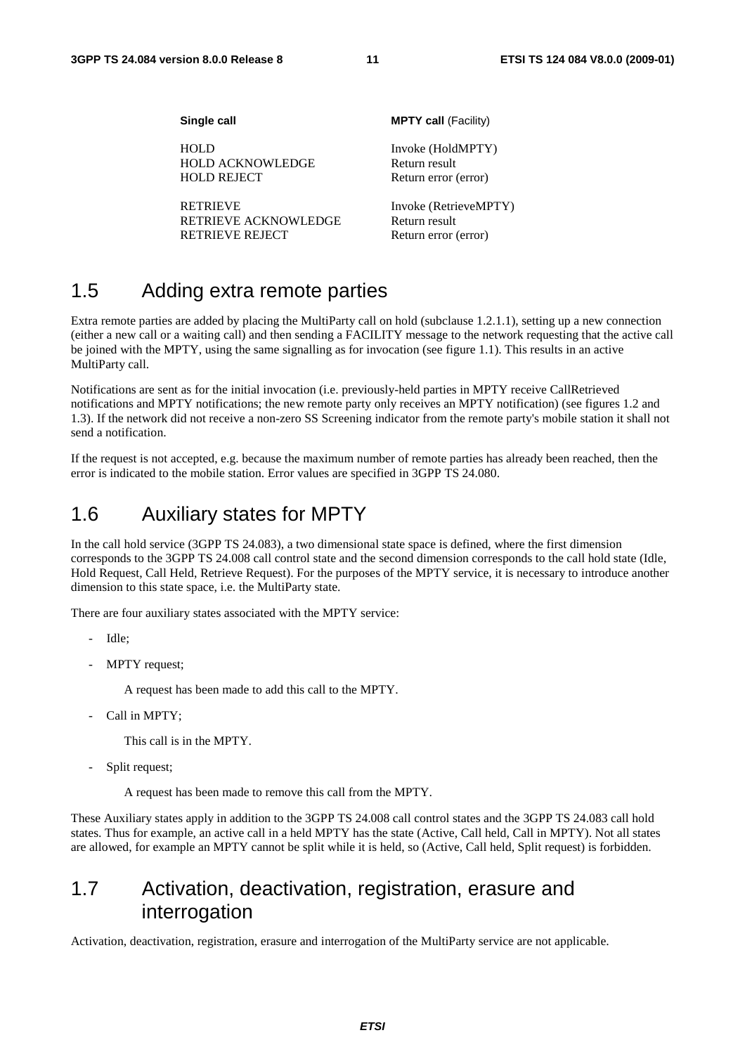| **Single call** | **MPTY call** (Facility) |
| --- | --- |
| HOLD | Invoke (HoldMPTY) |
| HOLD ACKNOWLEDGE | Return result |
| HOLD REJECT | Return error (error) |
| RETRIEVE | Invoke (RetrieveMPTY) |
| RETRIEVE ACKNOWLEDGE | Return result |
| RETRIEVE REJECT | Return error (error) |

# 1.5 Adding extra remote parties

Extra remote parties are added by placing the MultiParty call on hold (subclause 1.2.1.1), setting up a new connection (either a new call or a waiting call) and then sending a FACILITY message to the network requesting that the active call be joined with the MPTY, using the same signalling as for invocation (see figure 1.1). This results in an active MultiParty call.

Notifications are sent as for the initial invocation (i.e. previously-held parties in MPTY receive CallRetrieved notifications and MPTY notifications; the new remote party only receives an MPTY notification) (see figures 1.2 and 1.3). If the network did not receive a non-zero SS Screening indicator from the remote party's mobile station it shall not send a notification.

If the request is not accepted, e.g. because the maximum number of remote parties has already been reached, then the error is indicated to the mobile station. Error values are specified in 3GPP TS 24.080.

# 1.6 Auxiliary states for MPTY

In the call hold service (3GPP TS 24.083), a two dimensional state space is defined, where the first dimension corresponds to the 3GPP TS 24.008 call control state and the second dimension corresponds to the call hold state (Idle, Hold Request, Call Held, Retrieve Request). For the purposes of the MPTY service, it is necessary to introduce another dimension to this state space, i.e. the MultiParty state.

There are four auxiliary states associated with the MPTY service:

- Idle;
- MPTY request;

  A request has been made to add this call to the MPTY.

- Call in MPTY;

  This call is in the MPTY.

- Split request;

  A request has been made to remove this call from the MPTY.

These Auxiliary states apply in addition to the 3GPP TS 24.008 call control states and the 3GPP TS 24.083 call hold states. Thus for example, an active call in a held MPTY has the state (Active, Call held, Call in MPTY). Not all states are allowed, for example an MPTY cannot be split while it is held, so (Active, Call held, Split request) is forbidden.

# 1.7 Activation, deactivation, registration, erasure and interrogation

Activation, deactivation, registration, erasure and interrogation of the MultiParty service are not applicable.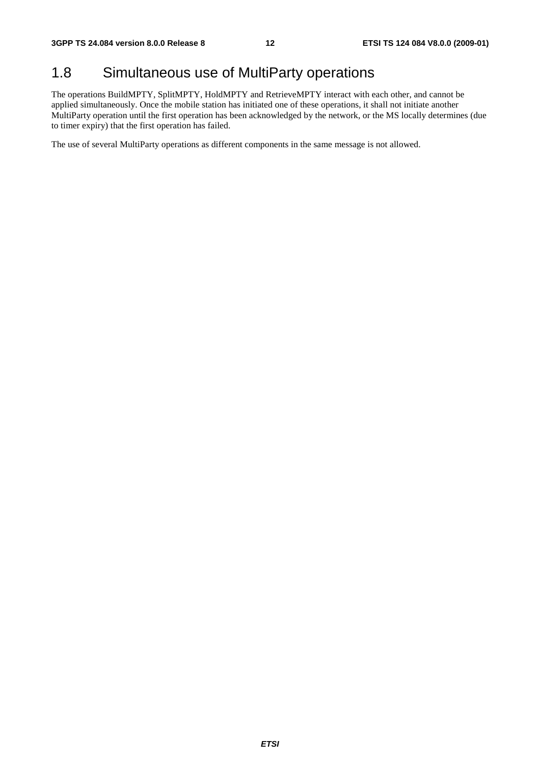# 1.8 Simultaneous use of MultiParty operations

The operations BuildMPTY, SplitMPTY, HoldMPTY and RetrieveMPTY interact with each other, and cannot be applied simultaneously. Once the mobile station has initiated one of these operations, it shall not initiate another MultiParty operation until the first operation has been acknowledged by the network, or the MS locally determines (due to timer expiry) that the first operation has failed.

The use of several MultiParty operations as different components in the same message is not allowed.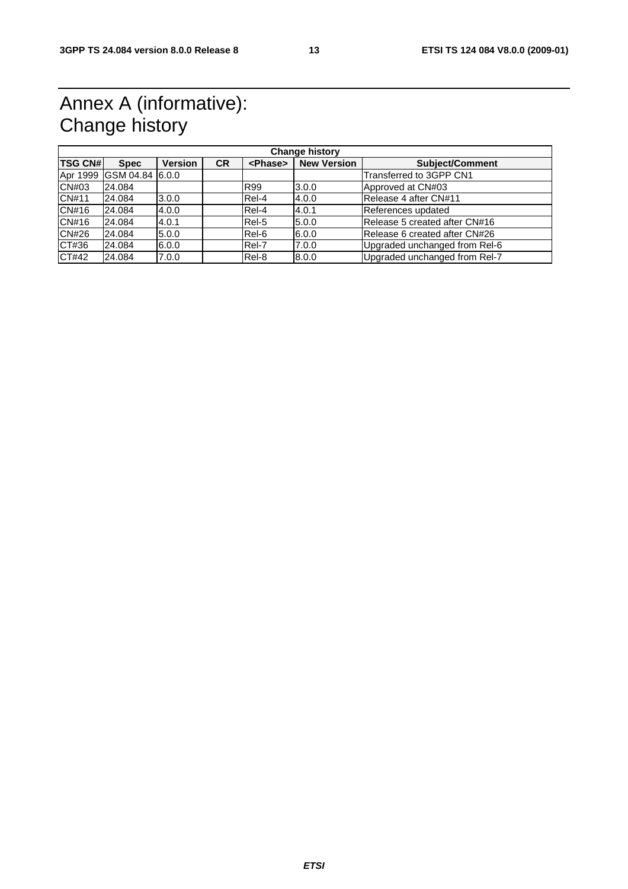# Annex A (informative): Change history

| Change history | | | | | | |
|---|---|---|---|---|---|---|
| **TSG CN#** | **Spec** | **Version** | **CR** | **<Phase>** | **New Version** | **Subject/Comment** |
| Apr 1999 | GSM 04.84 | 6.0.0 | | | | Transferred to 3GPP CN1 |
| CN#03 | 24.084 | | | R99 | 3.0.0 | Approved at CN#03 |
| CN#11 | 24.084 | 3.0.0 | | Rel-4 | 4.0.0 | Release 4 after CN#11 |
| CN#16 | 24.084 | 4.0.0 | | Rel-4 | 4.0.1 | References updated |
| CN#16 | 24.084 | 4.0.1 | | Rel-5 | 5.0.0 | Release 5 created after CN#16 |
| CN#26 | 24.084 | 5.0.0 | | Rel-6 | 6.0.0 | Release 6 created after CN#26 |
| CT#36 | 24.084 | 6.0.0 | | Rel-7 | 7.0.0 | Upgraded unchanged from Rel-6 |
| CT#42 | 24.084 | 7.0.0 | | Rel-8 | 8.0.0 | Upgraded unchanged from Rel-7 |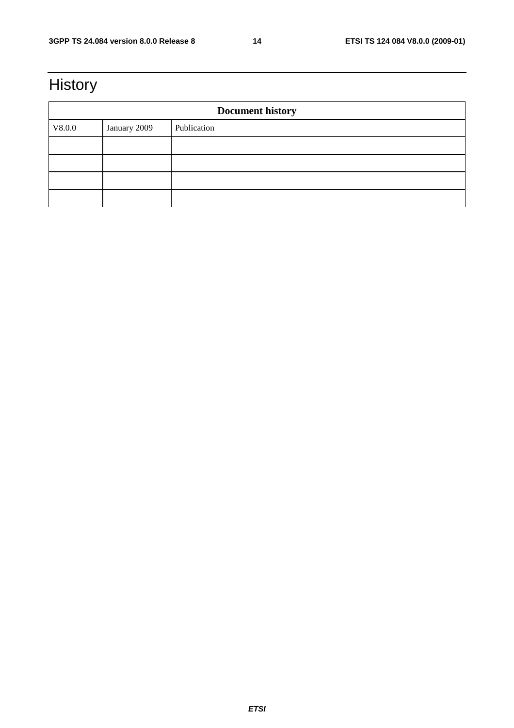# History

| Document history | | |
|---|---|---|
| V8.0.0 | January 2009 | Publication |
| | | |
| | | |
| | | |
| | | |